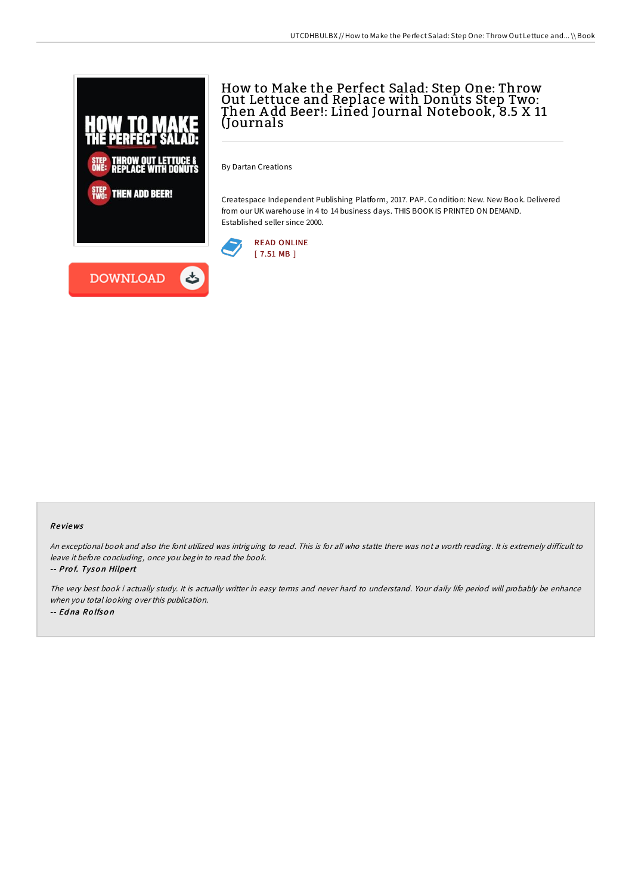# How to Make the Perfect Salad: Step One: Throw Out Lettuce and Replace with Donuts Step Two: Then Add Beer!: Lined Journal Notebook, 8.5 X 11 (Journals

By Dartan Creations

Createspace Independent Publishing Platform, 2017. PAP. Condition: New. New Book. Delivered from our UK warehouse in 4 to 14 business days. THIS BOOK IS PRINTED ON DEMAND. Established seller since 2000.

READ ONLINE
[ 7.51 MB ]

DOWNLOAD

## Reviews

*An exceptional book and also the font utilized was intriguing to read. This is for all who statte there was not a worth reading. It is extremely difficult to leave it before concluding, once you begin to read the book.*

-- *Prof. Tyson Hilpert*

*The very best book i actually study. It is actually writter in easy terms and never hard to understand. Your daily life period will probably be enhance when you total looking over this publication.*

-- *Edna Rolfson*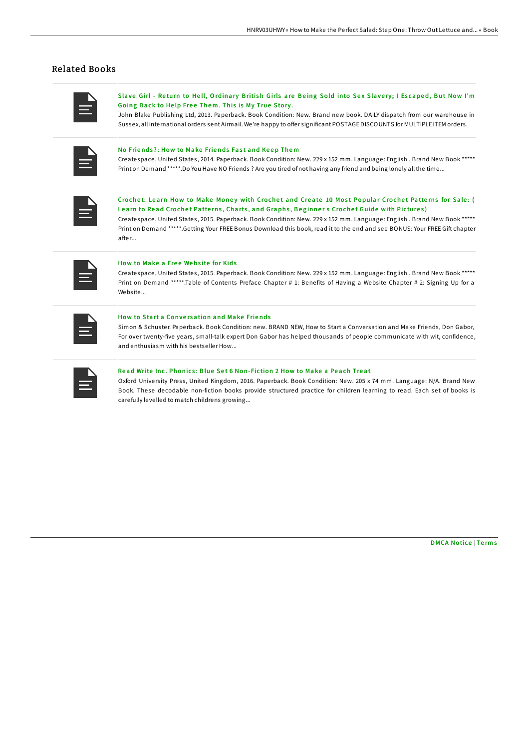## Related Books

### Slave Girl - Return to Hell, Ordinary British Girls are Being Sold into Sex Slavery; I Escaped, But Now I'm Going Back to Help Free Them. This is My True Story.

John Blake Publishing Ltd, 2013. Paperback. Book Condition: New. Brand new book. DAILY dispatch from our warehouse in Sussex, all international orders sent Airmail. We're happy to offer significant POSTAGE DISCOUNTS for MULTIPLE ITEM orders.

### No Friends?: How to Make Friends Fast and Keep Them

Createspace, United States, 2014. Paperback. Book Condition: New. 229 x 152 mm. Language: English . Brand New Book ***** Print on Demand *****.Do You Have NO Friends ? Are you tired of not having any friend and being lonely all the time...

### Crochet: Learn How to Make Money with Crochet and Create 10 Most Popular Crochet Patterns for Sale: ( Learn to Read Crochet Patterns, Charts, and Graphs, Beginner s Crochet Guide with Pictures)

Createspace, United States, 2015. Paperback. Book Condition: New. 229 x 152 mm. Language: English . Brand New Book ***** Print on Demand *****.Getting Your FREE Bonus Download this book, read it to the end and see BONUS: Your FREE Gift chapter after...

### How to Make a Free Website for Kids

Createspace, United States, 2015. Paperback. Book Condition: New. 229 x 152 mm. Language: English . Brand New Book ***** Print on Demand *****.Table of Contents Preface Chapter # 1: Benefits of Having a Website Chapter # 2: Signing Up for a Website...

### How to Start a Conversation and Make Friends

Simon & Schuster. Paperback. Book Condition: new. BRAND NEW, How to Start a Conversation and Make Friends, Don Gabor, For over twenty-five years, small-talk expert Don Gabor has helped thousands of people communicate with wit, confidence, and enthusiasm with his bestseller How...

### Read Write Inc. Phonics: Blue Set 6 Non-Fiction 2 How to Make a Peach Treat

Oxford University Press, United Kingdom, 2016. Paperback. Book Condition: New. 205 x 74 mm. Language: N/A. Brand New Book. These decodable non-fiction books provide structured practice for children learning to read. Each set of books is carefully levelled to match childrens growing...

DMCA Notice | Terms